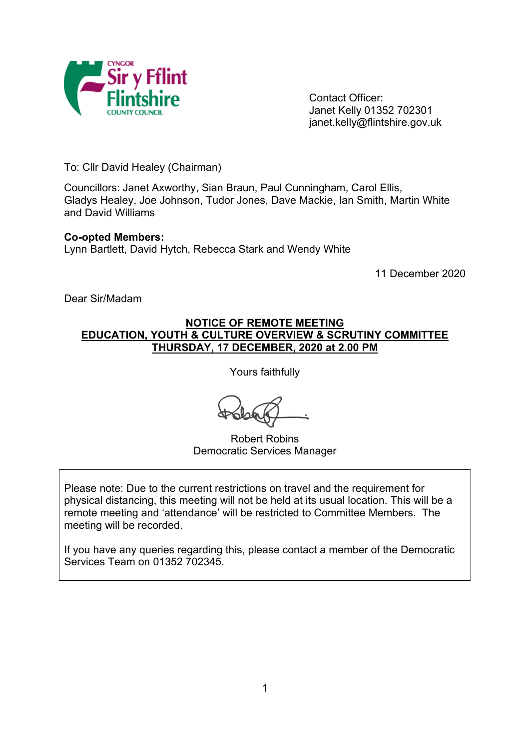CYNGOR Sir y Fflint Flintshire COUNTY COUNCIL

Contact Officer:
Janet Kelly 01352 702301
janet.kelly@flintshire.gov.uk

To: Cllr David Healey (Chairman)

Councillors: Janet Axworthy, Sian Braun, Paul Cunningham, Carol Ellis, Gladys Healey, Joe Johnson, Tudor Jones, Dave Mackie, Ian Smith, Martin White and David Williams

**Co-opted Members:**
Lynn Bartlett, David Hytch, Rebecca Stark and Wendy White

11 December 2020

Dear Sir/Madam

**NOTICE OF REMOTE MEETING**
**EDUCATION, YOUTH & CULTURE OVERVIEW & SCRUTINY COMMITTEE**
**THURSDAY, 17 DECEMBER, 2020 at 2.00 PM**

Yours faithfully

Robert Robins
Democratic Services Manager

Please note: Due to the current restrictions on travel and the requirement for physical distancing, this meeting will not be held at its usual location. This will be a remote meeting and 'attendance' will be restricted to Committee Members. The meeting will be recorded.

If you have any queries regarding this, please contact a member of the Democratic Services Team on 01352 702345.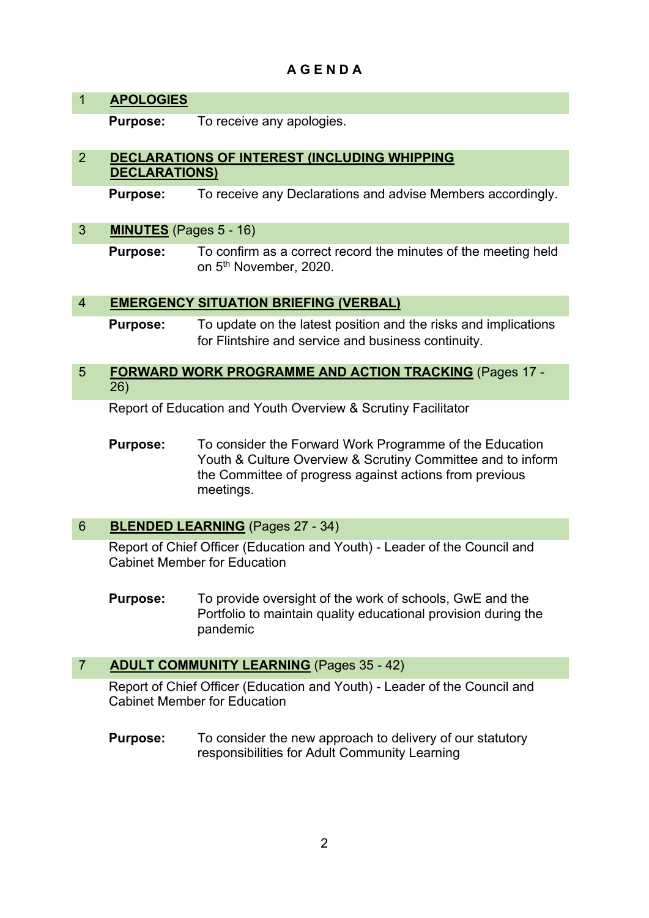# A G E N D A

## 1 APOLOGIES

**Purpose:** To receive any apologies.

## 2 DECLARATIONS OF INTEREST (INCLUDING WHIPPING DECLARATIONS)

**Purpose:** To receive any Declarations and advise Members accordingly.

## 3 MINUTES (Pages 5 - 16)

**Purpose:** To confirm as a correct record the minutes of the meeting held on 5th November, 2020.

## 4 EMERGENCY SITUATION BRIEFING (VERBAL)

**Purpose:** To update on the latest position and the risks and implications for Flintshire and service and business continuity.

## 5 FORWARD WORK PROGRAMME AND ACTION TRACKING (Pages 17 - 26)

Report of Education and Youth Overview & Scrutiny Facilitator

**Purpose:** To consider the Forward Work Programme of the Education Youth & Culture Overview & Scrutiny Committee and to inform the Committee of progress against actions from previous meetings.

## 6 BLENDED LEARNING (Pages 27 - 34)

Report of Chief Officer (Education and Youth) - Leader of the Council and Cabinet Member for Education

**Purpose:** To provide oversight of the work of schools, GwE and the Portfolio to maintain quality educational provision during the pandemic

## 7 ADULT COMMUNITY LEARNING (Pages 35 - 42)

Report of Chief Officer (Education and Youth) - Leader of the Council and Cabinet Member for Education

**Purpose:** To consider the new approach to delivery of our statutory responsibilities for Adult Community Learning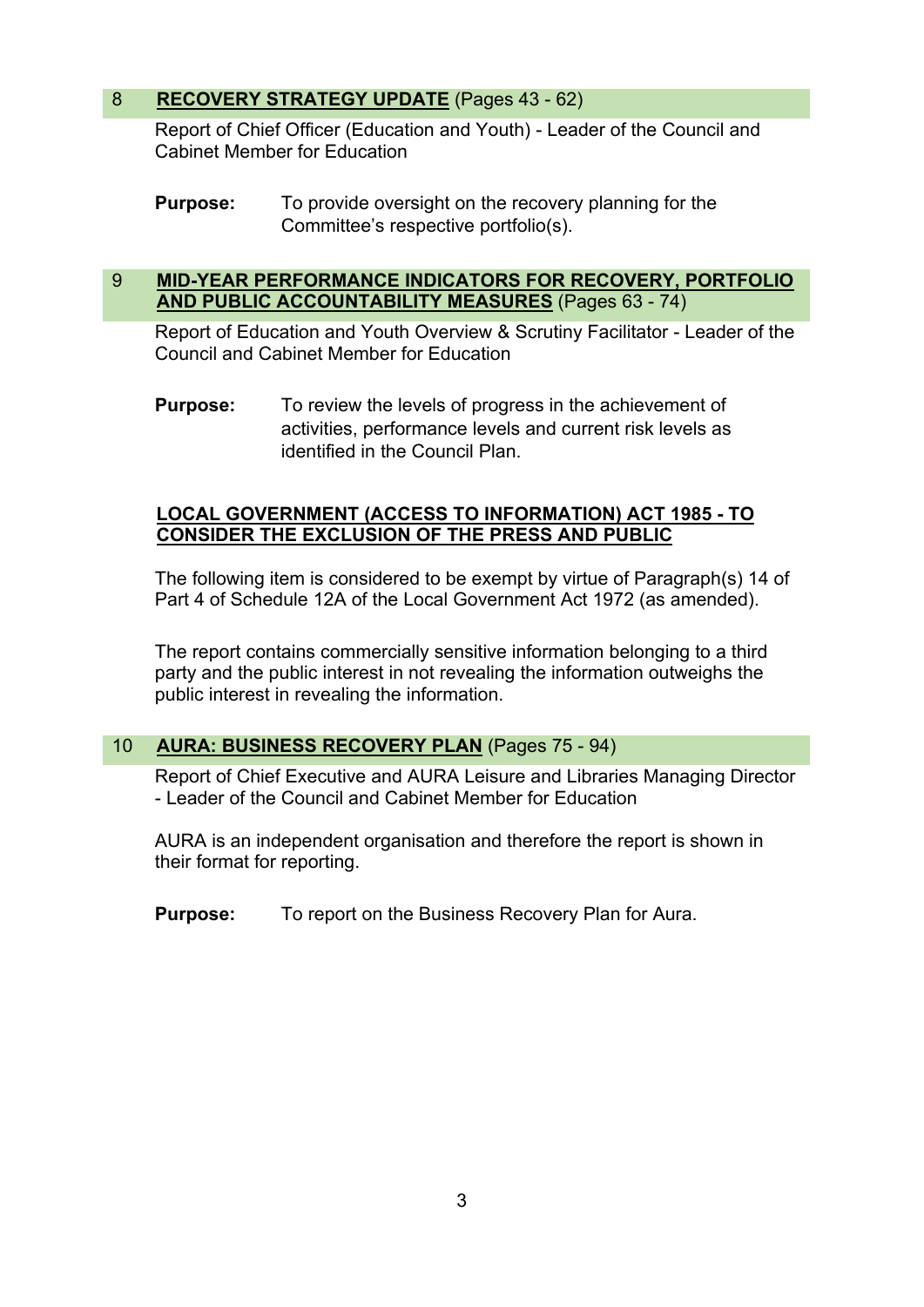## 8 **RECOVERY STRATEGY UPDATE** (Pages 43 - 62)

Report of Chief Officer (Education and Youth) - Leader of the Council and Cabinet Member for Education

**Purpose:** To provide oversight on the recovery planning for the Committee's respective portfolio(s).

## 9 **MID-YEAR PERFORMANCE INDICATORS FOR RECOVERY, PORTFOLIO AND PUBLIC ACCOUNTABILITY MEASURES** (Pages 63 - 74)

Report of Education and Youth Overview & Scrutiny Facilitator - Leader of the Council and Cabinet Member for Education

**Purpose:** To review the levels of progress in the achievement of activities, performance levels and current risk levels as identified in the Council Plan.

**LOCAL GOVERNMENT (ACCESS TO INFORMATION) ACT 1985 - TO CONSIDER THE EXCLUSION OF THE PRESS AND PUBLIC**

The following item is considered to be exempt by virtue of Paragraph(s) 14 of Part 4 of Schedule 12A of the Local Government Act 1972 (as amended).

The report contains commercially sensitive information belonging to a third party and the public interest in not revealing the information outweighs the public interest in revealing the information.

## 10 **AURA: BUSINESS RECOVERY PLAN** (Pages 75 - 94)

Report of Chief Executive and AURA Leisure and Libraries Managing Director - Leader of the Council and Cabinet Member for Education

AURA is an independent organisation and therefore the report is shown in their format for reporting.

**Purpose:** To report on the Business Recovery Plan for Aura.